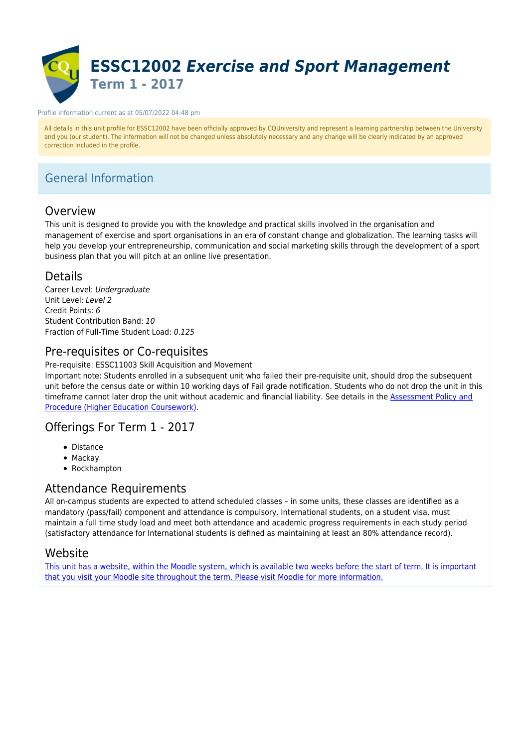# ESSC12002 *Exercise and Sport Management*
## Term 1 - 2017

Profile information current as at 05/07/2022 04:48 pm

All details in this unit profile for ESSC12002 have been officially approved by CQUniversity and represent a learning partnership between the University and you (our student). The information will not be changed unless absolutely necessary and any change will be clearly indicated by an approved correction included in the profile.

## General Information

### Overview

This unit is designed to provide you with the knowledge and practical skills involved in the organisation and management of exercise and sport organisations in an era of constant change and globalization. The learning tasks will help you develop your entrepreneurship, communication and social marketing skills through the development of a sport business plan that you will pitch at an online live presentation.

### Details

Career Level: *Undergraduate*
Unit Level: *Level 2*
Credit Points: *6*
Student Contribution Band: *10*
Fraction of Full-Time Student Load: *0.125*

### Pre-requisites or Co-requisites

Pre-requisite: ESSC11003 Skill Acquisition and Movement
Important note: Students enrolled in a subsequent unit who failed their pre-requisite unit, should drop the subsequent unit before the census date or within 10 working days of Fail grade notification. Students who do not drop the unit in this timeframe cannot later drop the unit without academic and financial liability. See details in the Assessment Policy and Procedure (Higher Education Coursework).

### Offerings For Term 1 - 2017

- Distance
- Mackay
- Rockhampton

### Attendance Requirements

All on-campus students are expected to attend scheduled classes – in some units, these classes are identified as a mandatory (pass/fail) component and attendance is compulsory. International students, on a student visa, must maintain a full time study load and meet both attendance and academic progress requirements in each study period (satisfactory attendance for International students is defined as maintaining at least an 80% attendance record).

### Website

This unit has a website, within the Moodle system, which is available two weeks before the start of term. It is important that you visit your Moodle site throughout the term. Please visit Moodle for more information.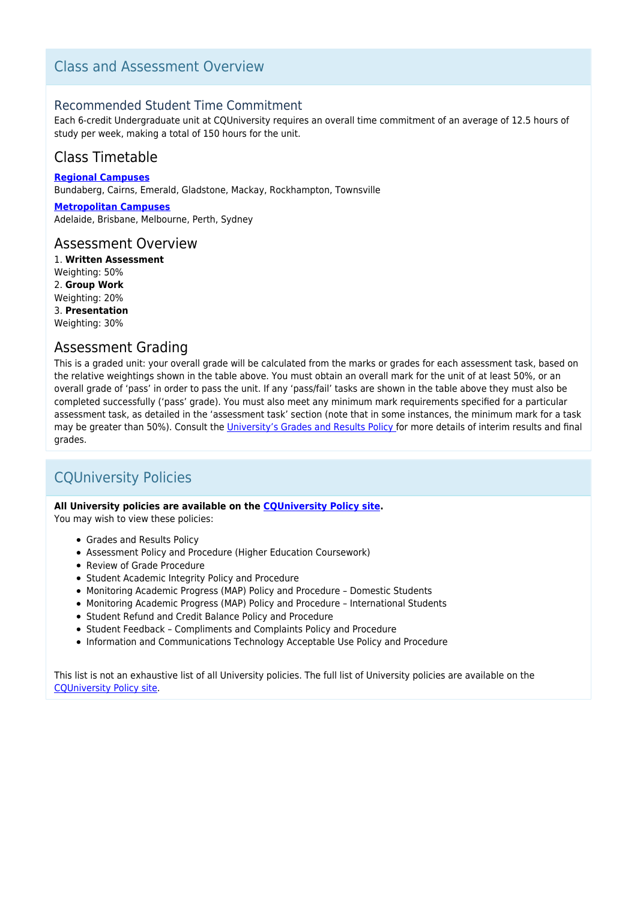## Class and Assessment Overview

### Recommended Student Time Commitment

Each 6-credit Undergraduate unit at CQUniversity requires an overall time commitment of an average of 12.5 hours of study per week, making a total of 150 hours for the unit.

## Class Timetable

**Regional Campuses**
Bundaberg, Cairns, Emerald, Gladstone, Mackay, Rockhampton, Townsville

**Metropolitan Campuses**
Adelaide, Brisbane, Melbourne, Perth, Sydney

## Assessment Overview

1. **Written Assessment**
Weighting: 50%
2. **Group Work**
Weighting: 20%
3. **Presentation**
Weighting: 30%

## Assessment Grading

This is a graded unit: your overall grade will be calculated from the marks or grades for each assessment task, based on the relative weightings shown in the table above. You must obtain an overall mark for the unit of at least 50%, or an overall grade of 'pass' in order to pass the unit. If any 'pass/fail' tasks are shown in the table above they must also be completed successfully ('pass' grade). You must also meet any minimum mark requirements specified for a particular assessment task, as detailed in the 'assessment task' section (note that in some instances, the minimum mark for a task may be greater than 50%). Consult the University's Grades and Results Policy for more details of interim results and final grades.

## CQUniversity Policies

**All University policies are available on the CQUniversity Policy site.**
You may wish to view these policies:

- Grades and Results Policy
- Assessment Policy and Procedure (Higher Education Coursework)
- Review of Grade Procedure
- Student Academic Integrity Policy and Procedure
- Monitoring Academic Progress (MAP) Policy and Procedure – Domestic Students
- Monitoring Academic Progress (MAP) Policy and Procedure – International Students
- Student Refund and Credit Balance Policy and Procedure
- Student Feedback – Compliments and Complaints Policy and Procedure
- Information and Communications Technology Acceptable Use Policy and Procedure

This list is not an exhaustive list of all University policies. The full list of University policies are available on the CQUniversity Policy site.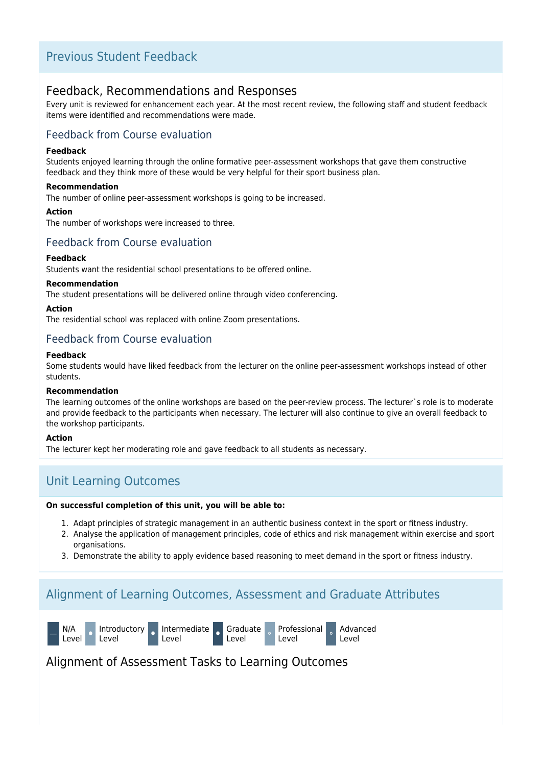## Previous Student Feedback

### Feedback, Recommendations and Responses

Every unit is reviewed for enhancement each year. At the most recent review, the following staff and student feedback items were identified and recommendations were made.

#### Feedback from Course evaluation

**Feedback**

Students enjoyed learning through the online formative peer-assessment workshops that gave them constructive feedback and they think more of these would be very helpful for their sport business plan.

**Recommendation**

The number of online peer-assessment workshops is going to be increased.

**Action**

The number of workshops were increased to three.

#### Feedback from Course evaluation

**Feedback**

Students want the residential school presentations to be offered online.

**Recommendation**

The student presentations will be delivered online through video conferencing.

**Action**

The residential school was replaced with online Zoom presentations.

#### Feedback from Course evaluation

**Feedback**

Some students would have liked feedback from the lecturer on the online peer-assessment workshops instead of other students.

**Recommendation**

The learning outcomes of the online workshops are based on the peer-review process. The lecturer`s role is to moderate and provide feedback to the participants when necessary. The lecturer will also continue to give an overall feedback to the workshop participants.

**Action**

The lecturer kept her moderating role and gave feedback to all students as necessary.

## Unit Learning Outcomes

**On successful completion of this unit, you will be able to:**

1. Adapt principles of strategic management in an authentic business context in the sport or fitness industry.
2. Analyse the application of management principles, code of ethics and risk management within exercise and sport organisations.
3. Demonstrate the ability to apply evidence based reasoning to meet demand in the sport or fitness industry.

## Alignment of Learning Outcomes, Assessment and Graduate Attributes

— N/A Level · Introductory Level · Intermediate Level · Graduate Level · Professional Level · Advanced Level

### Alignment of Assessment Tasks to Learning Outcomes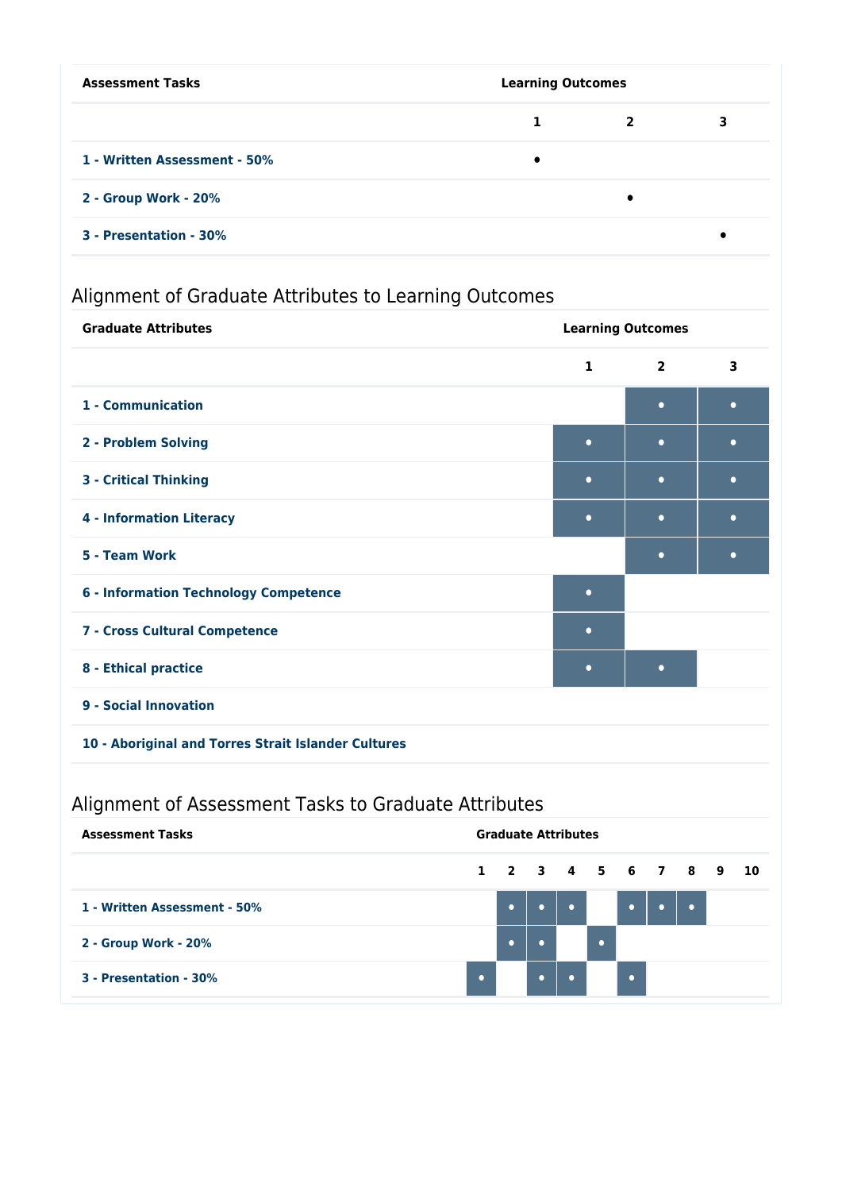| Assessment Tasks | Learning Outcomes | | |
|---|---|---|---|
| | 1 | 2 | 3 |
| 1 - Written Assessment - 50% | • | | |
| 2 - Group Work - 20% | | • | |
| 3 - Presentation - 30% | | | • |

## Alignment of Graduate Attributes to Learning Outcomes

| Graduate Attributes | Learning Outcomes | | |
|---|---|---|---|
| | 1 | 2 | 3 |
| 1 - Communication | | • | • |
| 2 - Problem Solving | • | • | • |
| 3 - Critical Thinking | • | • | • |
| 4 - Information Literacy | • | • | • |
| 5 - Team Work | | • | • |
| 6 - Information Technology Competence | • | | |
| 7 - Cross Cultural Competence | • | | |
| 8 - Ethical practice | • | • | |
| 9 - Social Innovation | | | |
| 10 - Aboriginal and Torres Strait Islander Cultures | | | |

## Alignment of Assessment Tasks to Graduate Attributes

| Assessment Tasks | Graduate Attributes | | | | | | | | | |
|---|---|---|---|---|---|---|---|---|---|---|
| | 1 | 2 | 3 | 4 | 5 | 6 | 7 | 8 | 9 | 10 |
| 1 - Written Assessment - 50% | | • | • | • | | • | • | • | | |
| 2 - Group Work - 20% | | • | • | | • | | | | | |
| 3 - Presentation - 30% | • | | • | • | | • | | | | |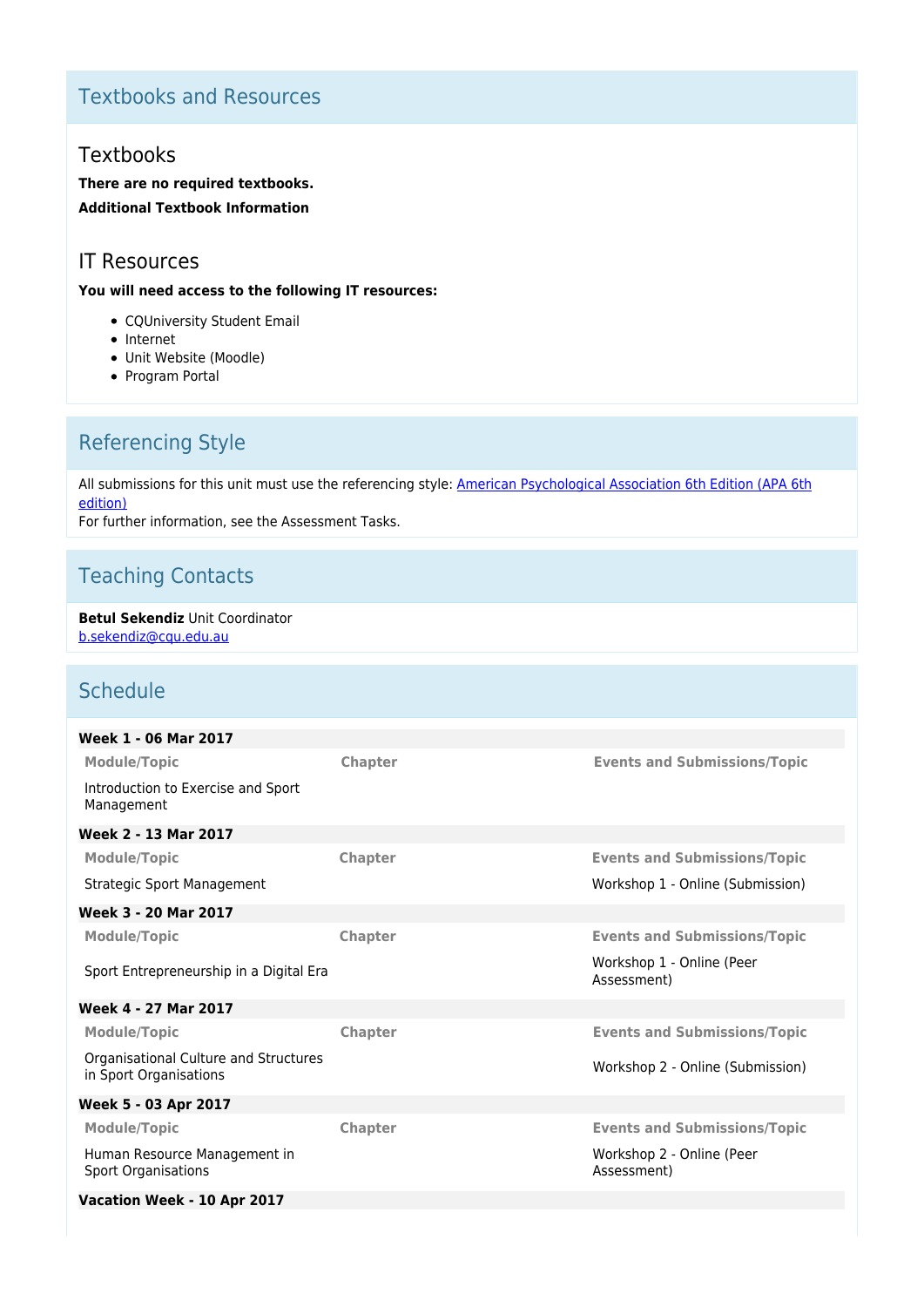## Textbooks and Resources

### Textbooks

**There are no required textbooks.**

**Additional Textbook Information**

### IT Resources

**You will need access to the following IT resources:**

- CQUniversity Student Email
- Internet
- Unit Website (Moodle)
- Program Portal

## Referencing Style

All submissions for this unit must use the referencing style: American Psychological Association 6th Edition (APA 6th edition)

For further information, see the Assessment Tasks.

## Teaching Contacts

**Betul Sekendiz** Unit Coordinator
b.sekendiz@cqu.edu.au

## Schedule

**Week 1 - 06 Mar 2017**

| Module/Topic | Chapter | Events and Submissions/Topic |
|---|---|---|
| Introduction to Exercise and Sport Management | | |

**Week 2 - 13 Mar 2017**

| Module/Topic | Chapter | Events and Submissions/Topic |
|---|---|---|
| Strategic Sport Management | | Workshop 1 - Online (Submission) |

**Week 3 - 20 Mar 2017**

| Module/Topic | Chapter | Events and Submissions/Topic |
|---|---|---|
| Sport Entrepreneurship in a Digital Era | | Workshop 1 - Online (Peer Assessment) |

**Week 4 - 27 Mar 2017**

| Module/Topic | Chapter | Events and Submissions/Topic |
|---|---|---|
| Organisational Culture and Structures in Sport Organisations | | Workshop 2 - Online (Submission) |

**Week 5 - 03 Apr 2017**

| Module/Topic | Chapter | Events and Submissions/Topic |
|---|---|---|
| Human Resource Management in Sport Organisations | | Workshop 2 - Online (Peer Assessment) |

**Vacation Week - 10 Apr 2017**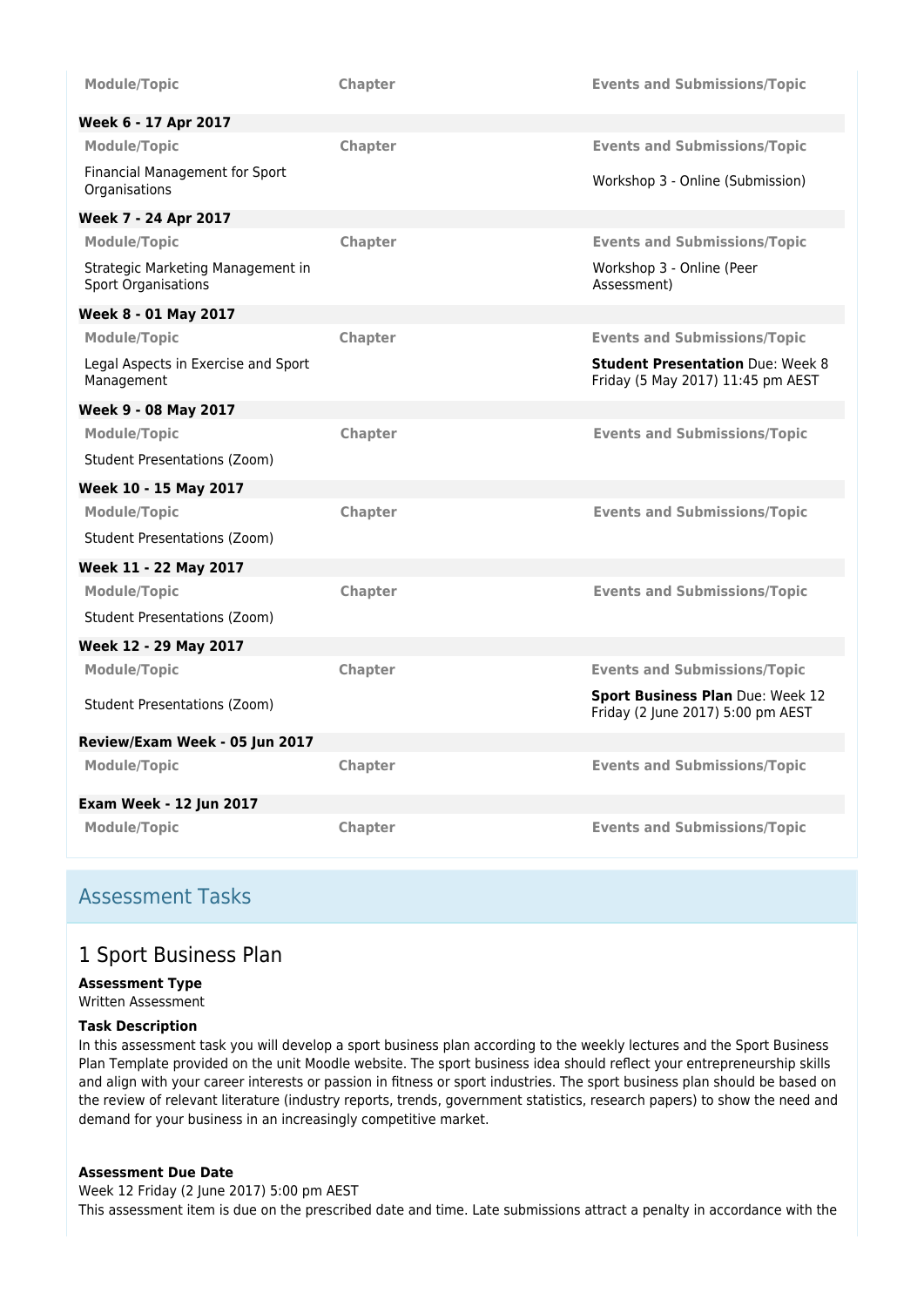| Module/Topic | Chapter | Events and Submissions/Topic |
|---|---|---|
| **Week 6 - 17 Apr 2017** | | |
| Module/Topic | Chapter | Events and Submissions/Topic |
| Financial Management for Sport Organisations | | Workshop 3 - Online (Submission) |
| **Week 7 - 24 Apr 2017** | | |
| Module/Topic | Chapter | Events and Submissions/Topic |
| Strategic Marketing Management in Sport Organisations | | Workshop 3 - Online (Peer Assessment) |
| **Week 8 - 01 May 2017** | | |
| Module/Topic | Chapter | Events and Submissions/Topic |
| Legal Aspects in Exercise and Sport Management | | **Student Presentation** Due: Week 8 Friday (5 May 2017) 11:45 pm AEST |
| **Week 9 - 08 May 2017** | | |
| Module/Topic | Chapter | Events and Submissions/Topic |
| Student Presentations (Zoom) | | |
| **Week 10 - 15 May 2017** | | |
| Module/Topic | Chapter | Events and Submissions/Topic |
| Student Presentations (Zoom) | | |
| **Week 11 - 22 May 2017** | | |
| Module/Topic | Chapter | Events and Submissions/Topic |
| Student Presentations (Zoom) | | |
| **Week 12 - 29 May 2017** | | |
| Module/Topic | Chapter | Events and Submissions/Topic |
| Student Presentations (Zoom) | | **Sport Business Plan** Due: Week 12 Friday (2 June 2017) 5:00 pm AEST |
| **Review/Exam Week - 05 Jun 2017** | | |
| Module/Topic | Chapter | Events and Submissions/Topic |
| **Exam Week - 12 Jun 2017** | | |
| Module/Topic | Chapter | Events and Submissions/Topic |

## Assessment Tasks

### 1 Sport Business Plan

**Assessment Type**
Written Assessment

**Task Description**
In this assessment task you will develop a sport business plan according to the weekly lectures and the Sport Business Plan Template provided on the unit Moodle website. The sport business idea should reflect your entrepreneurship skills and align with your career interests or passion in fitness or sport industries. The sport business plan should be based on the review of relevant literature (industry reports, trends, government statistics, research papers) to show the need and demand for your business in an increasingly competitive market.

**Assessment Due Date**
Week 12 Friday (2 June 2017) 5:00 pm AEST
This assessment item is due on the prescribed date and time. Late submissions attract a penalty in accordance with the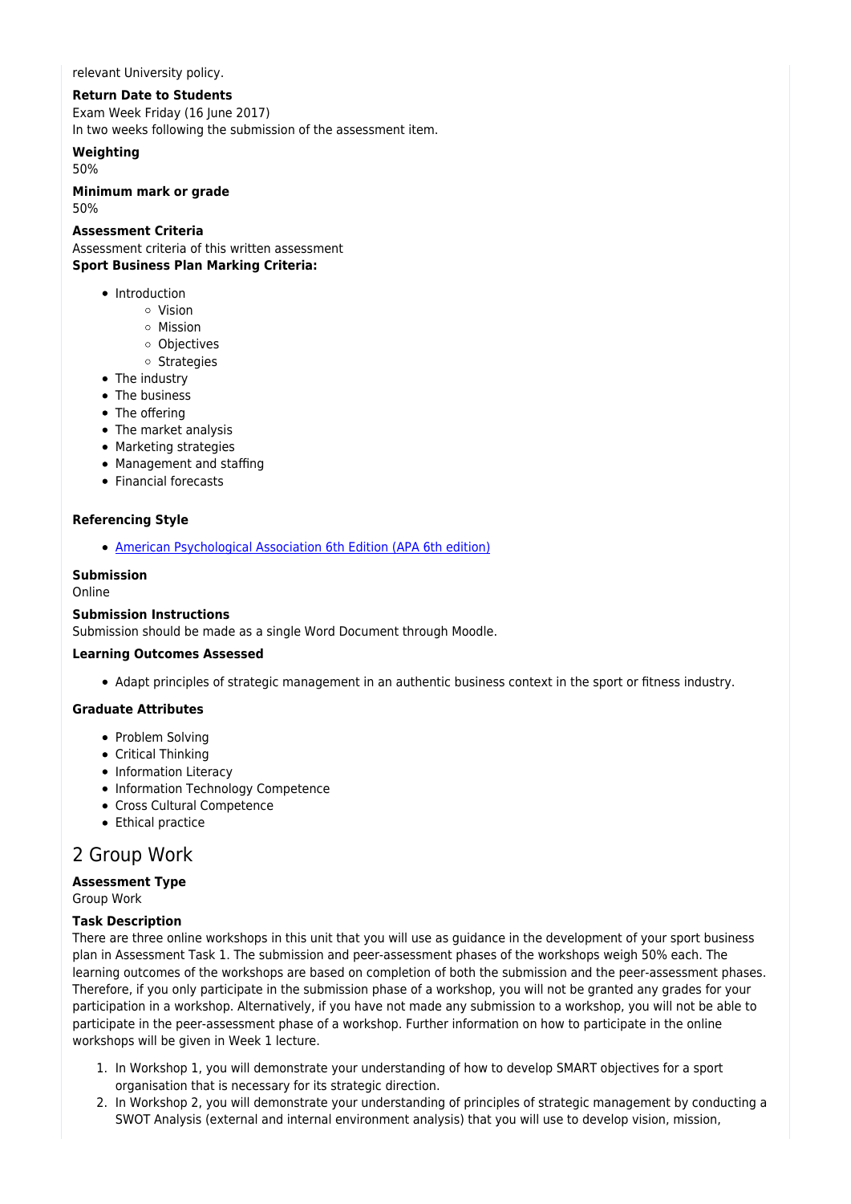relevant University policy.

**Return Date to Students**

Exam Week Friday (16 June 2017)

In two weeks following the submission of the assessment item.

**Weighting**

50%

**Minimum mark or grade**

50%

**Assessment Criteria**

Assessment criteria of this written assessment

**Sport Business Plan Marking Criteria:**

- Introduction
  - Vision
  - Mission
  - Objectives
  - Strategies
- The industry
- The business
- The offering
- The market analysis
- Marketing strategies
- Management and staffing
- Financial forecasts

**Referencing Style**

- American Psychological Association 6th Edition (APA 6th edition)

**Submission**

Online

**Submission Instructions**

Submission should be made as a single Word Document through Moodle.

**Learning Outcomes Assessed**

- Adapt principles of strategic management in an authentic business context in the sport or fitness industry.

**Graduate Attributes**

- Problem Solving
- Critical Thinking
- Information Literacy
- Information Technology Competence
- Cross Cultural Competence
- Ethical practice

# 2 Group Work

**Assessment Type**

Group Work

**Task Description**

There are three online workshops in this unit that you will use as guidance in the development of your sport business plan in Assessment Task 1. The submission and peer-assessment phases of the workshops weigh 50% each. The learning outcomes of the workshops are based on completion of both the submission and the peer-assessment phases. Therefore, if you only participate in the submission phase of a workshop, you will not be granted any grades for your participation in a workshop. Alternatively, if you have not made any submission to a workshop, you will not be able to participate in the peer-assessment phase of a workshop. Further information on how to participate in the online workshops will be given in Week 1 lecture.

1. In Workshop 1, you will demonstrate your understanding of how to develop SMART objectives for a sport organisation that is necessary for its strategic direction.
2. In Workshop 2, you will demonstrate your understanding of principles of strategic management by conducting a SWOT Analysis (external and internal environment analysis) that you will use to develop vision, mission,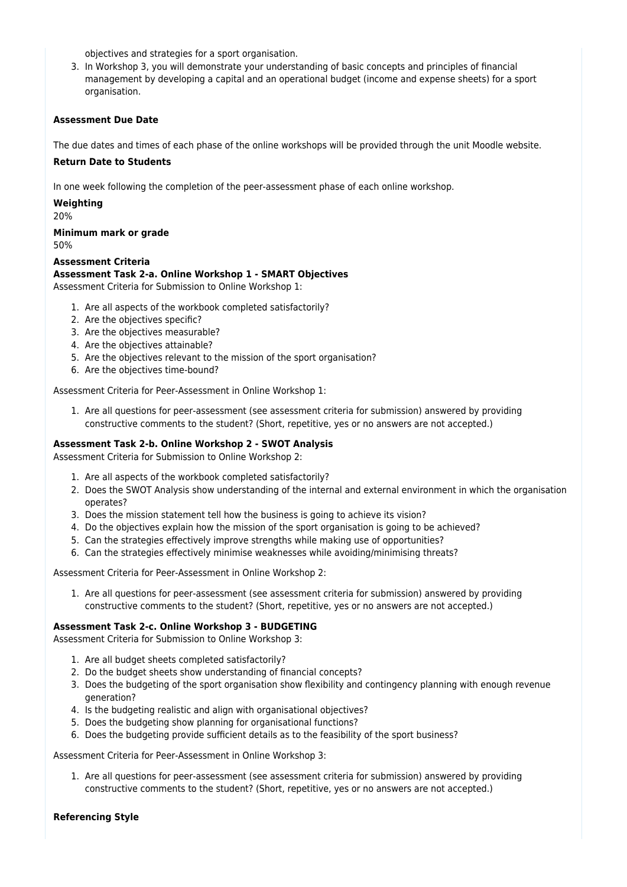objectives and strategies for a sport organisation.

3. In Workshop 3, you will demonstrate your understanding of basic concepts and principles of financial management by developing a capital and an operational budget (income and expense sheets) for a sport organisation.

**Assessment Due Date**

The due dates and times of each phase of the online workshops will be provided through the unit Moodle website.

**Return Date to Students**

In one week following the completion of the peer-assessment phase of each online workshop.

**Weighting**

20%

**Minimum mark or grade**

50%

**Assessment Criteria**

**Assessment Task 2-a. Online Workshop 1 - SMART Objectives**

Assessment Criteria for Submission to Online Workshop 1:

1. Are all aspects of the workbook completed satisfactorily?
2. Are the objectives specific?
3. Are the objectives measurable?
4. Are the objectives attainable?
5. Are the objectives relevant to the mission of the sport organisation?
6. Are the objectives time-bound?

Assessment Criteria for Peer-Assessment in Online Workshop 1:

1. Are all questions for peer-assessment (see assessment criteria for submission) answered by providing constructive comments to the student? (Short, repetitive, yes or no answers are not accepted.)

**Assessment Task 2-b. Online Workshop 2 - SWOT Analysis**

Assessment Criteria for Submission to Online Workshop 2:

1. Are all aspects of the workbook completed satisfactorily?
2. Does the SWOT Analysis show understanding of the internal and external environment in which the organisation operates?
3. Does the mission statement tell how the business is going to achieve its vision?
4. Do the objectives explain how the mission of the sport organisation is going to be achieved?
5. Can the strategies effectively improve strengths while making use of opportunities?
6. Can the strategies effectively minimise weaknesses while avoiding/minimising threats?

Assessment Criteria for Peer-Assessment in Online Workshop 2:

1. Are all questions for peer-assessment (see assessment criteria for submission) answered by providing constructive comments to the student? (Short, repetitive, yes or no answers are not accepted.)

**Assessment Task 2-c. Online Workshop 3 - BUDGETING**

Assessment Criteria for Submission to Online Workshop 3:

1. Are all budget sheets completed satisfactorily?
2. Do the budget sheets show understanding of financial concepts?
3. Does the budgeting of the sport organisation show flexibility and contingency planning with enough revenue generation?
4. Is the budgeting realistic and align with organisational objectives?
5. Does the budgeting show planning for organisational functions?
6. Does the budgeting provide sufficient details as to the feasibility of the sport business?

Assessment Criteria for Peer-Assessment in Online Workshop 3:

1. Are all questions for peer-assessment (see assessment criteria for submission) answered by providing constructive comments to the student? (Short, repetitive, yes or no answers are not accepted.)

**Referencing Style**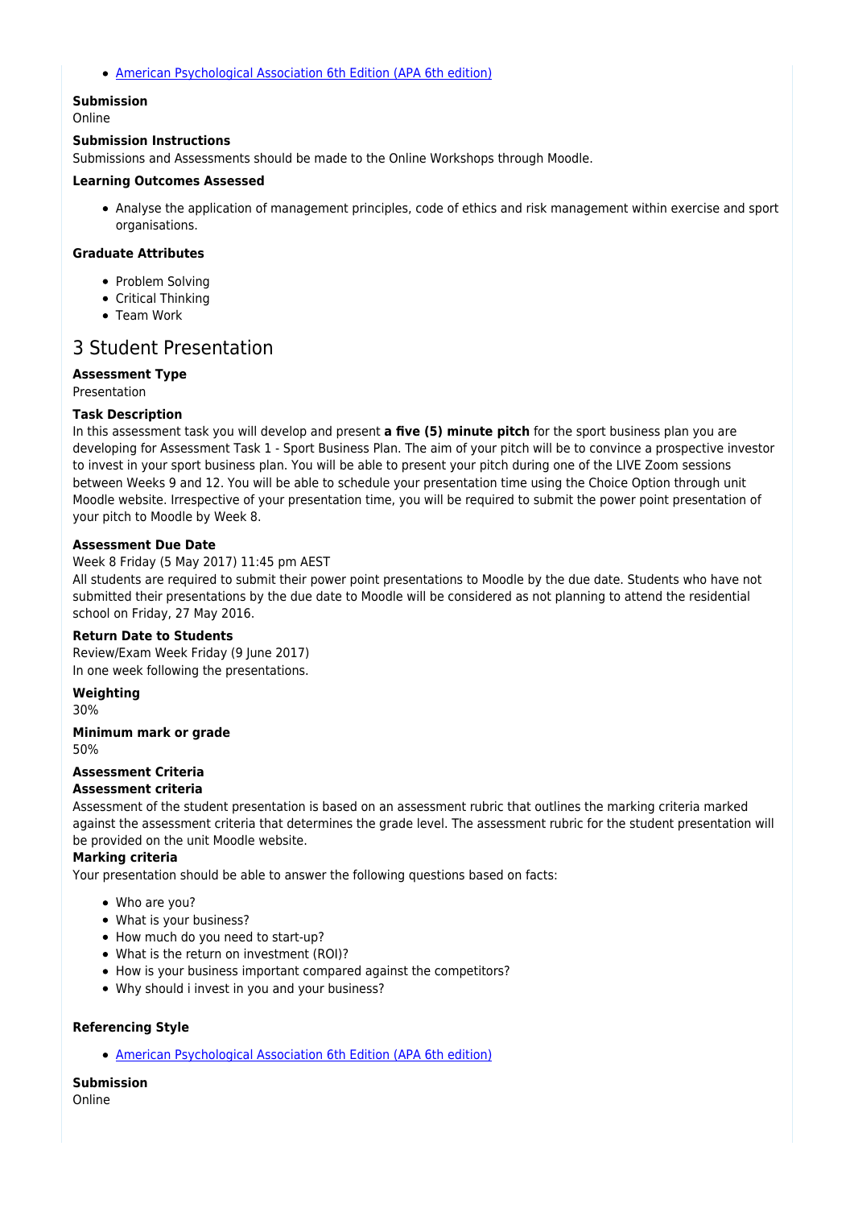- [American Psychological Association 6th Edition (APA 6th edition)]

**Submission**
Online

**Submission Instructions**
Submissions and Assessments should be made to the Online Workshops through Moodle.

**Learning Outcomes Assessed**

- Analyse the application of management principles, code of ethics and risk management within exercise and sport organisations.

**Graduate Attributes**

- Problem Solving
- Critical Thinking
- Team Work

## 3 Student Presentation

**Assessment Type**
Presentation

**Task Description**
In this assessment task you will develop and present **a five (5) minute pitch** for the sport business plan you are developing for Assessment Task 1 - Sport Business Plan. The aim of your pitch will be to convince a prospective investor to invest in your sport business plan. You will be able to present your pitch during one of the LIVE Zoom sessions between Weeks 9 and 12. You will be able to schedule your presentation time using the Choice Option through unit Moodle website. Irrespective of your presentation time, you will be required to submit the power point presentation of your pitch to Moodle by Week 8.

**Assessment Due Date**
Week 8 Friday (5 May 2017) 11:45 pm AEST
All students are required to submit their power point presentations to Moodle by the due date. Students who have not submitted their presentations by the due date to Moodle will be considered as not planning to attend the residential school on Friday, 27 May 2016.

**Return Date to Students**
Review/Exam Week Friday (9 June 2017)
In one week following the presentations.

**Weighting**
30%

**Minimum mark or grade**
50%

**Assessment Criteria**
**Assessment criteria**
Assessment of the student presentation is based on an assessment rubric that outlines the marking criteria marked against the assessment criteria that determines the grade level. The assessment rubric for the student presentation will be provided on the unit Moodle website.
**Marking criteria**
Your presentation should be able to answer the following questions based on facts:

- Who are you?
- What is your business?
- How much do you need to start-up?
- What is the return on investment (ROI)?
- How is your business important compared against the competitors?
- Why should i invest in you and your business?

**Referencing Style**

- [American Psychological Association 6th Edition (APA 6th edition)]

**Submission**
Online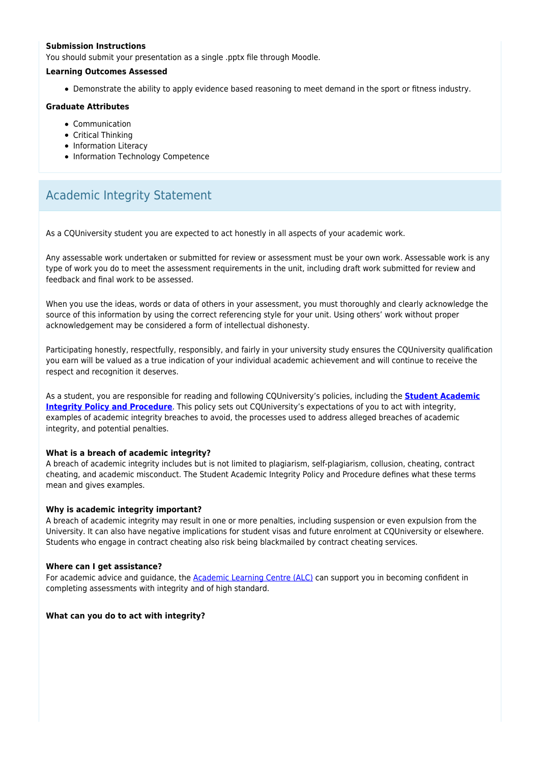**Submission Instructions**
You should submit your presentation as a single .pptx file through Moodle.

**Learning Outcomes Assessed**

- Demonstrate the ability to apply evidence based reasoning to meet demand in the sport or fitness industry.

**Graduate Attributes**

- Communication
- Critical Thinking
- Information Literacy
- Information Technology Competence

## Academic Integrity Statement

As a CQUniversity student you are expected to act honestly in all aspects of your academic work.

Any assessable work undertaken or submitted for review or assessment must be your own work. Assessable work is any type of work you do to meet the assessment requirements in the unit, including draft work submitted for review and feedback and final work to be assessed.

When you use the ideas, words or data of others in your assessment, you must thoroughly and clearly acknowledge the source of this information by using the correct referencing style for your unit. Using others' work without proper acknowledgement may be considered a form of intellectual dishonesty.

Participating honestly, respectfully, responsibly, and fairly in your university study ensures the CQUniversity qualification you earn will be valued as a true indication of your individual academic achievement and will continue to receive the respect and recognition it deserves.

As a student, you are responsible for reading and following CQUniversity's policies, including the **Student Academic Integrity Policy and Procedure**. This policy sets out CQUniversity's expectations of you to act with integrity, examples of academic integrity breaches to avoid, the processes used to address alleged breaches of academic integrity, and potential penalties.

**What is a breach of academic integrity?**
A breach of academic integrity includes but is not limited to plagiarism, self-plagiarism, collusion, cheating, contract cheating, and academic misconduct. The Student Academic Integrity Policy and Procedure defines what these terms mean and gives examples.

**Why is academic integrity important?**
A breach of academic integrity may result in one or more penalties, including suspension or even expulsion from the University. It can also have negative implications for student visas and future enrolment at CQUniversity or elsewhere. Students who engage in contract cheating also risk being blackmailed by contract cheating services.

**Where can I get assistance?**
For academic advice and guidance, the Academic Learning Centre (ALC) can support you in becoming confident in completing assessments with integrity and of high standard.

**What can you do to act with integrity?**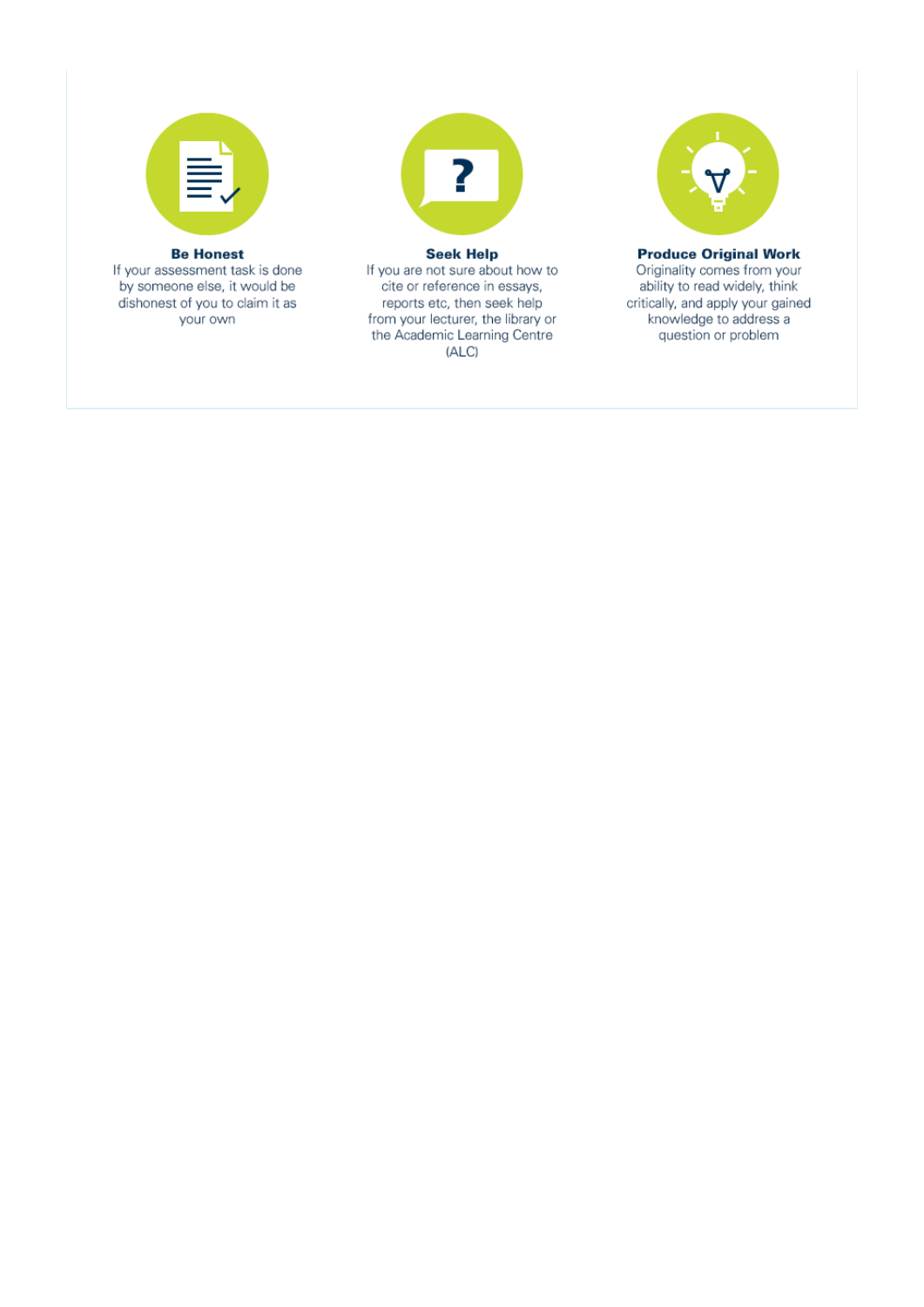**Be Honest**

If your assessment task is done by someone else, it would be dishonest of you to claim it as your own

**Seek Help**

If you are not sure about how to cite or reference in essays, reports etc, then seek help from your lecturer, the library or the Academic Learning Centre (ALC)

**Produce Original Work**

Originality comes from your ability to read widely, think critically, and apply your gained knowledge to address a question or problem